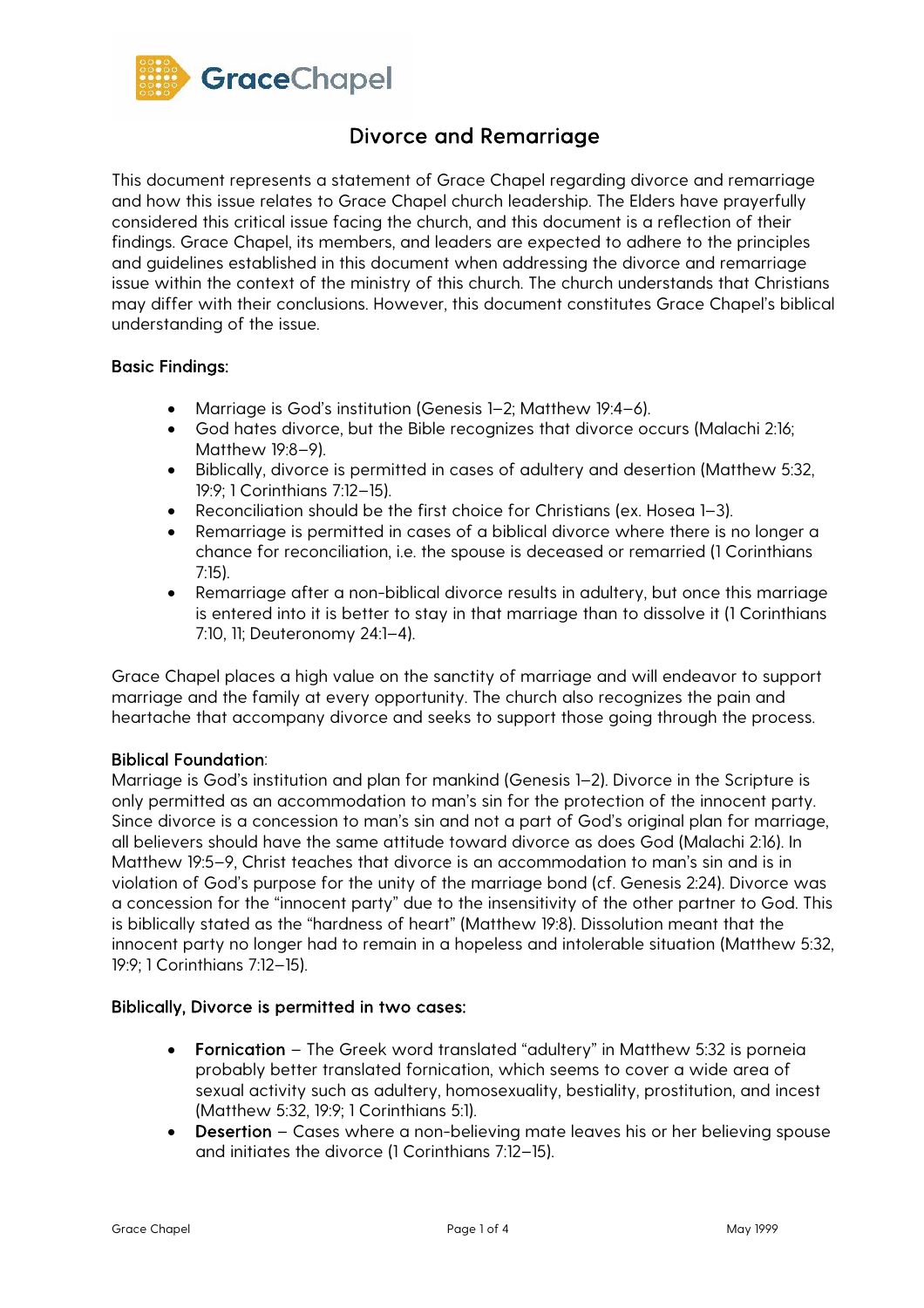GraceChapel

# Divorce and Remarriage

This document represents a statement of Grace Chapel regarding divorce and remarriage and how this issue relates to Grace Chapel church leadership. The Elders have prayerfully considered this critical issue facing the church, and this document is a reflection of their findings. Grace Chapel, its members, and leaders are expected to adhere to the principles and guidelines established in this document when addressing the divorce and remarriage issue within the context of the ministry of this church. The church understands that Christians may differ with their conclusions. However, this document constitutes Grace Chapel's biblical understanding of the issue.

**Basic Findings:**

- Marriage is God's institution (Genesis 1–2; Matthew 19:4–6).
- God hates divorce, but the Bible recognizes that divorce occurs (Malachi 2:16; Matthew 19:8–9).
- Biblically, divorce is permitted in cases of adultery and desertion (Matthew 5:32, 19:9; 1 Corinthians 7:12–15).
- Reconciliation should be the first choice for Christians (ex. Hosea 1–3).
- Remarriage is permitted in cases of a biblical divorce where there is no longer a chance for reconciliation, i.e. the spouse is deceased or remarried (1 Corinthians 7:15).
- Remarriage after a non-biblical divorce results in adultery, but once this marriage is entered into it is better to stay in that marriage than to dissolve it (1 Corinthians 7:10, 11; Deuteronomy 24:1–4).

Grace Chapel places a high value on the sanctity of marriage and will endeavor to support marriage and the family at every opportunity. The church also recognizes the pain and heartache that accompany divorce and seeks to support those going through the process.

**Biblical Foundation**:
Marriage is God's institution and plan for mankind (Genesis 1–2). Divorce in the Scripture is only permitted as an accommodation to man's sin for the protection of the innocent party. Since divorce is a concession to man's sin and not a part of God's original plan for marriage, all believers should have the same attitude toward divorce as does God (Malachi 2:16). In Matthew 19:5–9, Christ teaches that divorce is an accommodation to man's sin and is in violation of God's purpose for the unity of the marriage bond (cf. Genesis 2:24). Divorce was a concession for the "innocent party" due to the insensitivity of the other partner to God. This is biblically stated as the "hardness of heart" (Matthew 19:8). Dissolution meant that the innocent party no longer had to remain in a hopeless and intolerable situation (Matthew 5:32, 19:9; 1 Corinthians 7:12–15).

**Biblically, Divorce is permitted in two cases:**

- **Fornication** – The Greek word translated "adultery" in Matthew 5:32 is porneia probably better translated fornication, which seems to cover a wide area of sexual activity such as adultery, homosexuality, bestiality, prostitution, and incest (Matthew 5:32, 19:9; 1 Corinthians 5:1).
- **Desertion** – Cases where a non-believing mate leaves his or her believing spouse and initiates the divorce (1 Corinthians 7:12–15).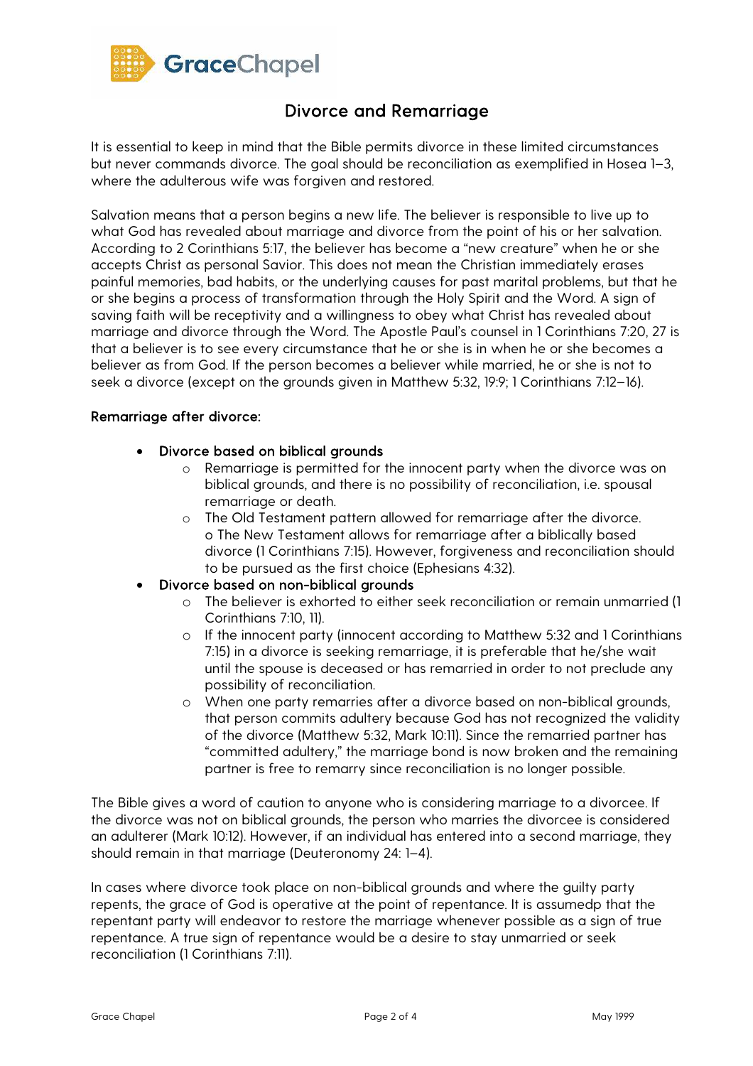## Divorce and Remarriage

It is essential to keep in mind that the Bible permits divorce in these limited circumstances but never commands divorce. The goal should be reconciliation as exemplified in Hosea 1–3, where the adulterous wife was forgiven and restored.

Salvation means that a person begins a new life. The believer is responsible to live up to what God has revealed about marriage and divorce from the point of his or her salvation. According to 2 Corinthians 5:17, the believer has become a "new creature" when he or she accepts Christ as personal Savior. This does not mean the Christian immediately erases painful memories, bad habits, or the underlying causes for past marital problems, but that he or she begins a process of transformation through the Holy Spirit and the Word. A sign of saving faith will be receptivity and a willingness to obey what Christ has revealed about marriage and divorce through the Word. The Apostle Paul's counsel in 1 Corinthians 7:20, 27 is that a believer is to see every circumstance that he or she is in when he or she becomes a believer as from God. If the person becomes a believer while married, he or she is not to seek a divorce (except on the grounds given in Matthew 5:32, 19:9; 1 Corinthians 7:12–16).

**Remarriage after divorce:**

- Divorce based on biblical grounds
    - Remarriage is permitted for the innocent party when the divorce was on biblical grounds, and there is no possibility of reconciliation, i.e. spousal remarriage or death.
    - The Old Testament pattern allowed for remarriage after the divorce. o The New Testament allows for remarriage after a biblically based divorce (1 Corinthians 7:15). However, forgiveness and reconciliation should to be pursued as the first choice (Ephesians 4:32).
- Divorce based on non-biblical grounds
    - The believer is exhorted to either seek reconciliation or remain unmarried (1 Corinthians 7:10, 11).
    - If the innocent party (innocent according to Matthew 5:32 and 1 Corinthians 7:15) in a divorce is seeking remarriage, it is preferable that he/she wait until the spouse is deceased or has remarried in order to not preclude any possibility of reconciliation.
    - When one party remarries after a divorce based on non-biblical grounds, that person commits adultery because God has not recognized the validity of the divorce (Matthew 5:32, Mark 10:11). Since the remarried partner has "committed adultery," the marriage bond is now broken and the remaining partner is free to remarry since reconciliation is no longer possible.

The Bible gives a word of caution to anyone who is considering marriage to a divorcee. If the divorce was not on biblical grounds, the person who marries the divorcee is considered an adulterer (Mark 10:12). However, if an individual has entered into a second marriage, they should remain in that marriage (Deuteronomy 24: 1–4).

In cases where divorce took place on non-biblical grounds and where the guilty party repents, the grace of God is operative at the point of repentance. It is assumedp that the repentant party will endeavor to restore the marriage whenever possible as a sign of true repentance. A true sign of repentance would be a desire to stay unmarried or seek reconciliation (1 Corinthians 7:11).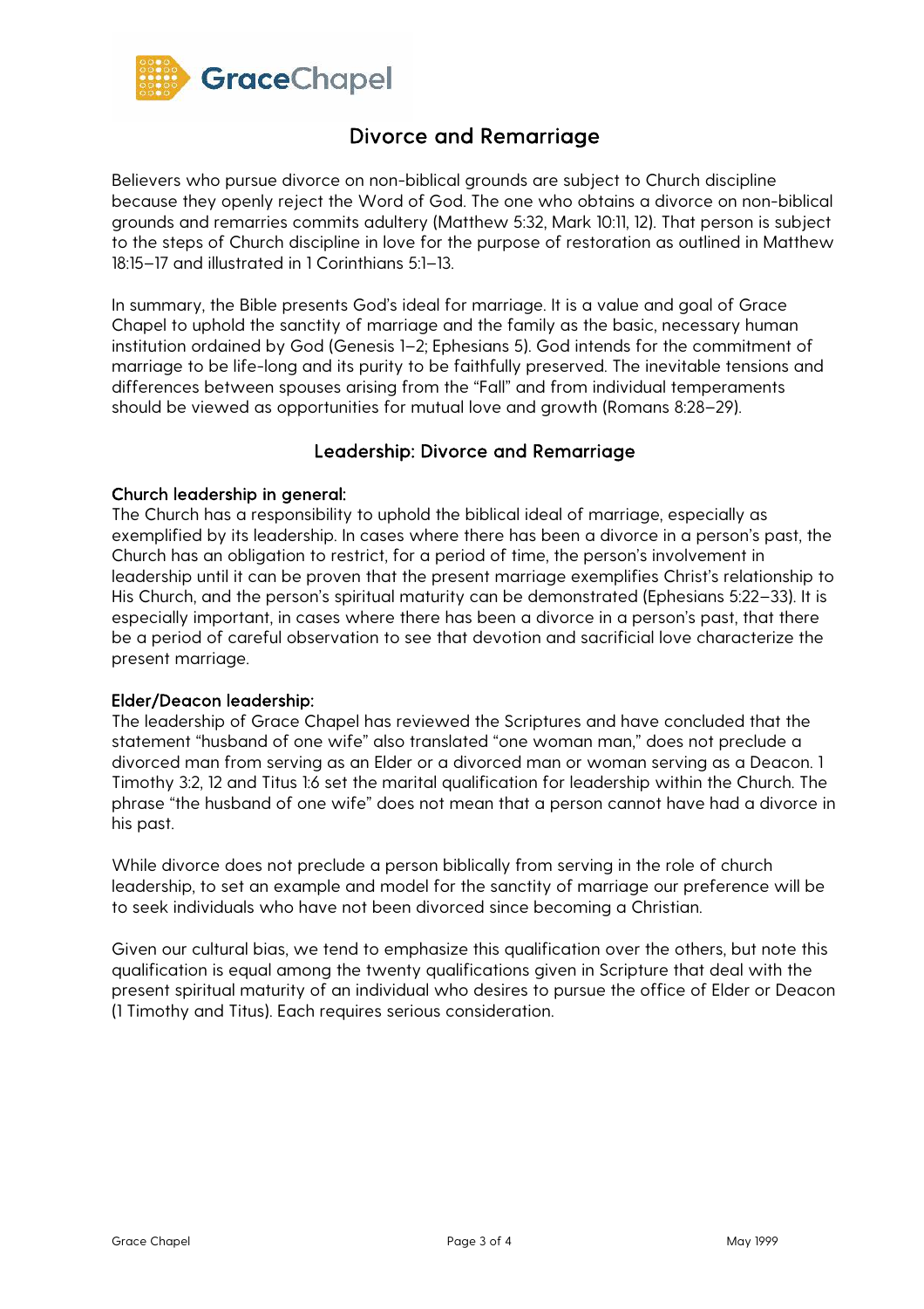## Divorce and Remarriage

Believers who pursue divorce on non-biblical grounds are subject to Church discipline because they openly reject the Word of God. The one who obtains a divorce on non-biblical grounds and remarries commits adultery (Matthew 5:32, Mark 10:11, 12). That person is subject to the steps of Church discipline in love for the purpose of restoration as outlined in Matthew 18:15–17 and illustrated in 1 Corinthians 5:1–13.

In summary, the Bible presents God's ideal for marriage. It is a value and goal of Grace Chapel to uphold the sanctity of marriage and the family as the basic, necessary human institution ordained by God (Genesis 1–2; Ephesians 5). God intends for the commitment of marriage to be life-long and its purity to be faithfully preserved. The inevitable tensions and differences between spouses arising from the "Fall" and from individual temperaments should be viewed as opportunities for mutual love and growth (Romans 8:28–29).

## Leadership: Divorce and Remarriage

### Church leadership in general:

The Church has a responsibility to uphold the biblical ideal of marriage, especially as exemplified by its leadership. In cases where there has been a divorce in a person's past, the Church has an obligation to restrict, for a period of time, the person's involvement in leadership until it can be proven that the present marriage exemplifies Christ's relationship to His Church, and the person's spiritual maturity can be demonstrated (Ephesians 5:22–33). It is especially important, in cases where there has been a divorce in a person's past, that there be a period of careful observation to see that devotion and sacrificial love characterize the present marriage.

### Elder/Deacon leadership:

The leadership of Grace Chapel has reviewed the Scriptures and have concluded that the statement "husband of one wife" also translated "one woman man," does not preclude a divorced man from serving as an Elder or a divorced man or woman serving as a Deacon. 1 Timothy 3:2, 12 and Titus 1:6 set the marital qualification for leadership within the Church. The phrase "the husband of one wife" does not mean that a person cannot have had a divorce in his past.

While divorce does not preclude a person biblically from serving in the role of church leadership, to set an example and model for the sanctity of marriage our preference will be to seek individuals who have not been divorced since becoming a Christian.

Given our cultural bias, we tend to emphasize this qualification over the others, but note this qualification is equal among the twenty qualifications given in Scripture that deal with the present spiritual maturity of an individual who desires to pursue the office of Elder or Deacon (1 Timothy and Titus). Each requires serious consideration.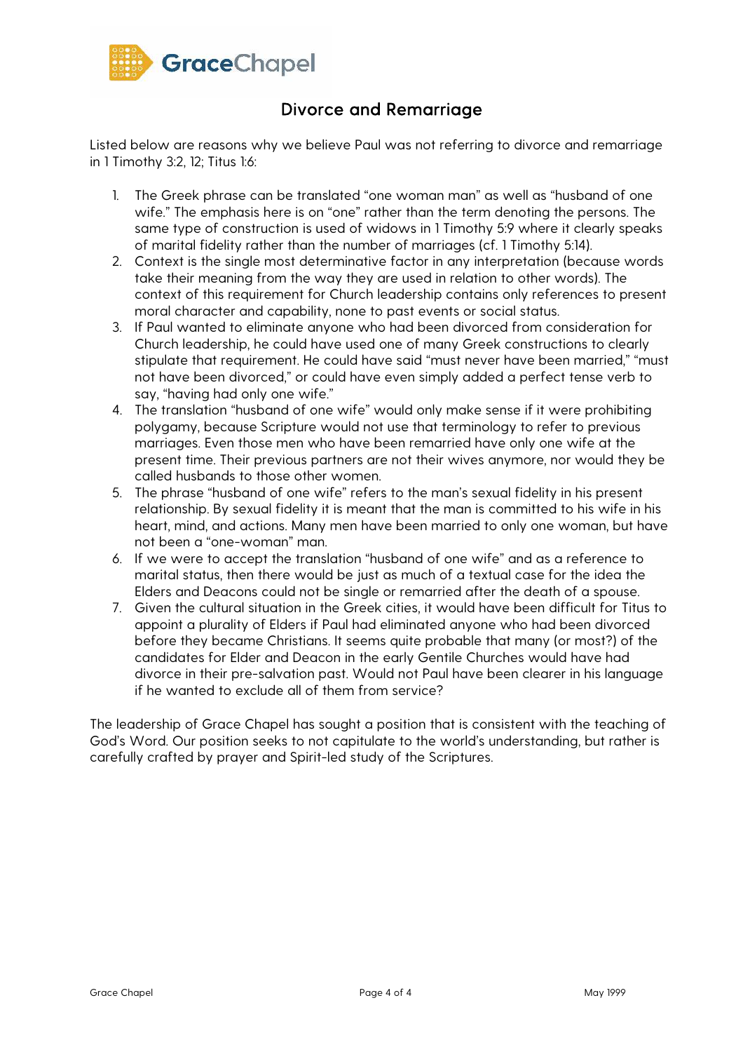## Divorce and Remarriage

Listed below are reasons why we believe Paul was not referring to divorce and remarriage in 1 Timothy 3:2, 12; Titus 1:6:

1. The Greek phrase can be translated "one woman man" as well as "husband of one wife." The emphasis here is on "one" rather than the term denoting the persons. The same type of construction is used of widows in 1 Timothy 5:9 where it clearly speaks of marital fidelity rather than the number of marriages (cf. 1 Timothy 5:14).
2. Context is the single most determinative factor in any interpretation (because words take their meaning from the way they are used in relation to other words). The context of this requirement for Church leadership contains only references to present moral character and capability, none to past events or social status.
3. If Paul wanted to eliminate anyone who had been divorced from consideration for Church leadership, he could have used one of many Greek constructions to clearly stipulate that requirement. He could have said "must never have been married," "must not have been divorced," or could have even simply added a perfect tense verb to say, "having had only one wife."
4. The translation "husband of one wife" would only make sense if it were prohibiting polygamy, because Scripture would not use that terminology to refer to previous marriages. Even those men who have been remarried have only one wife at the present time. Their previous partners are not their wives anymore, nor would they be called husbands to those other women.
5. The phrase "husband of one wife" refers to the man's sexual fidelity in his present relationship. By sexual fidelity it is meant that the man is committed to his wife in his heart, mind, and actions. Many men have been married to only one woman, but have not been a "one-woman" man.
6. If we were to accept the translation "husband of one wife" and as a reference to marital status, then there would be just as much of a textual case for the idea the Elders and Deacons could not be single or remarried after the death of a spouse.
7. Given the cultural situation in the Greek cities, it would have been difficult for Titus to appoint a plurality of Elders if Paul had eliminated anyone who had been divorced before they became Christians. It seems quite probable that many (or most?) of the candidates for Elder and Deacon in the early Gentile Churches would have had divorce in their pre-salvation past. Would not Paul have been clearer in his language if he wanted to exclude all of them from service?

The leadership of Grace Chapel has sought a position that is consistent with the teaching of God's Word. Our position seeks to not capitulate to the world's understanding, but rather is carefully crafted by prayer and Spirit-led study of the Scriptures.